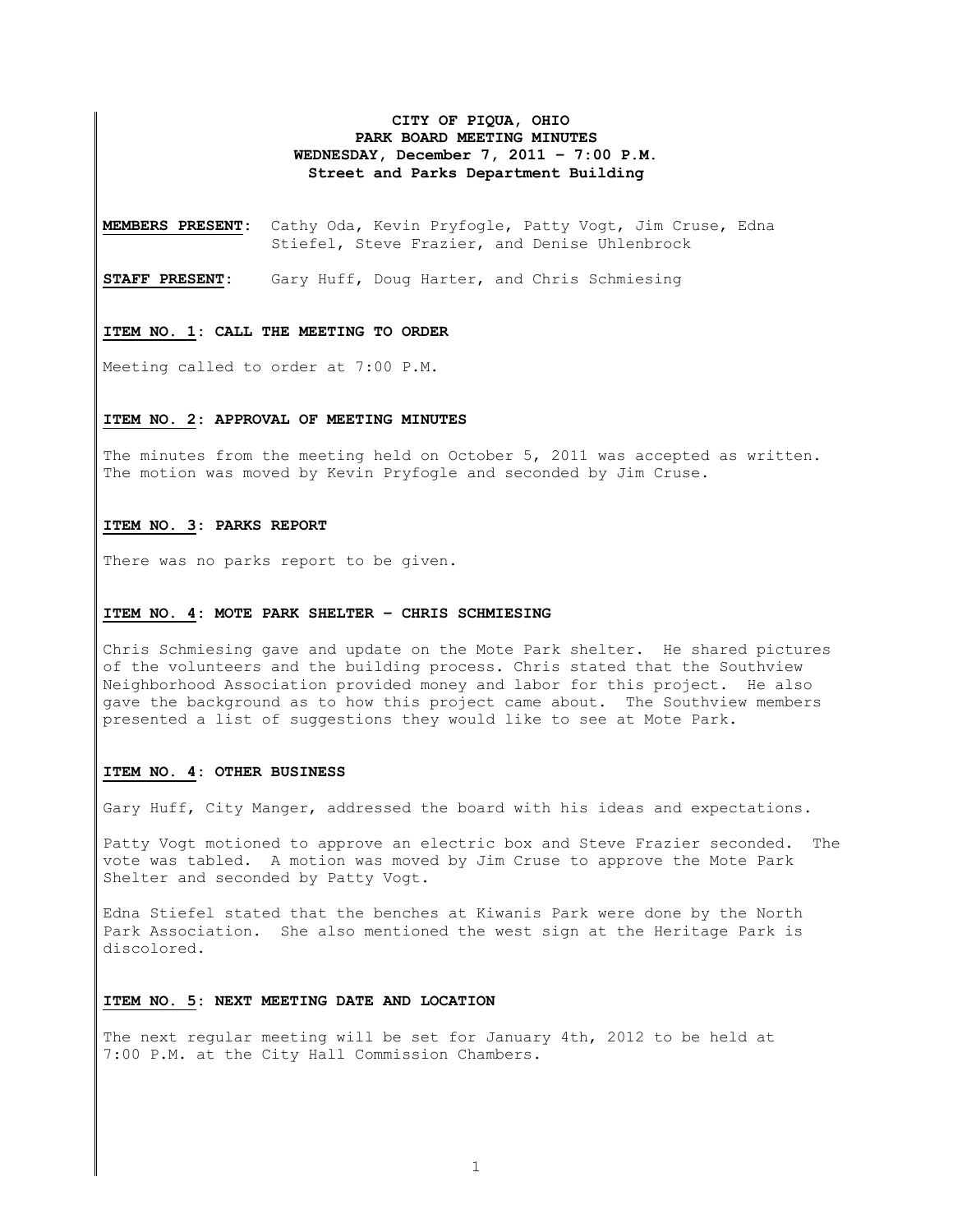# CITY OF PIQUA, OHIO
## PARK BOARD MEETING MINUTES
### WEDNESDAY, December 7, 2011 – 7:00 P.M.
### Street and Parks Department Building

**MEMBERS PRESENT:** Cathy Oda, Kevin Pryfogle, Patty Vogt, Jim Cruse, Edna Stiefel, Steve Frazier, and Denise Uhlenbrock

**STAFF PRESENT:** Gary Huff, Doug Harter, and Chris Schmiesing

**ITEM NO. 1: CALL THE MEETING TO ORDER**

Meeting called to order at 7:00 P.M.

**ITEM NO. 2: APPROVAL OF MEETING MINUTES**

The minutes from the meeting held on October 5, 2011 was accepted as written. The motion was moved by Kevin Pryfogle and seconded by Jim Cruse.

**ITEM NO. 3: PARKS REPORT**

There was no parks report to be given.

**ITEM NO. 4: MOTE PARK SHELTER – CHRIS SCHMIESING**

Chris Schmiesing gave and update on the Mote Park shelter. He shared pictures of the volunteers and the building process. Chris stated that the Southview Neighborhood Association provided money and labor for this project. He also gave the background as to how this project came about. The Southview members presented a list of suggestions they would like to see at Mote Park.

**ITEM NO. 4: OTHER BUSINESS**

Gary Huff, City Manger, addressed the board with his ideas and expectations.

Patty Vogt motioned to approve an electric box and Steve Frazier seconded. The vote was tabled. A motion was moved by Jim Cruse to approve the Mote Park Shelter and seconded by Patty Vogt.

Edna Stiefel stated that the benches at Kiwanis Park were done by the North Park Association. She also mentioned the west sign at the Heritage Park is discolored.

**ITEM NO. 5: NEXT MEETING DATE AND LOCATION**

The next regular meeting will be set for January 4th, 2012 to be held at 7:00 P.M. at the City Hall Commission Chambers.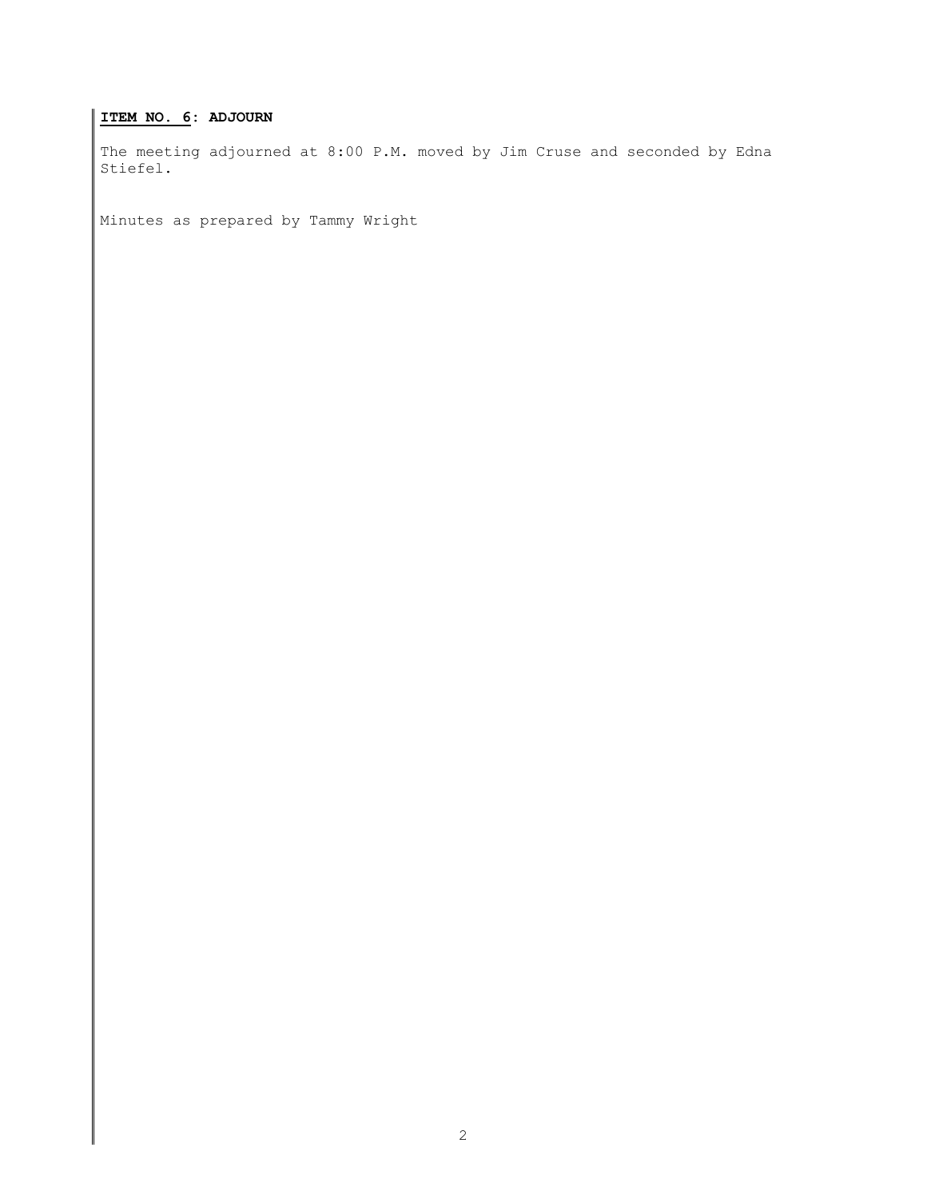**ITEM NO. 6: ADJOURN**

The meeting adjourned at 8:00 P.M. moved by Jim Cruse and seconded by Edna Stiefel.

Minutes as prepared by Tammy Wright